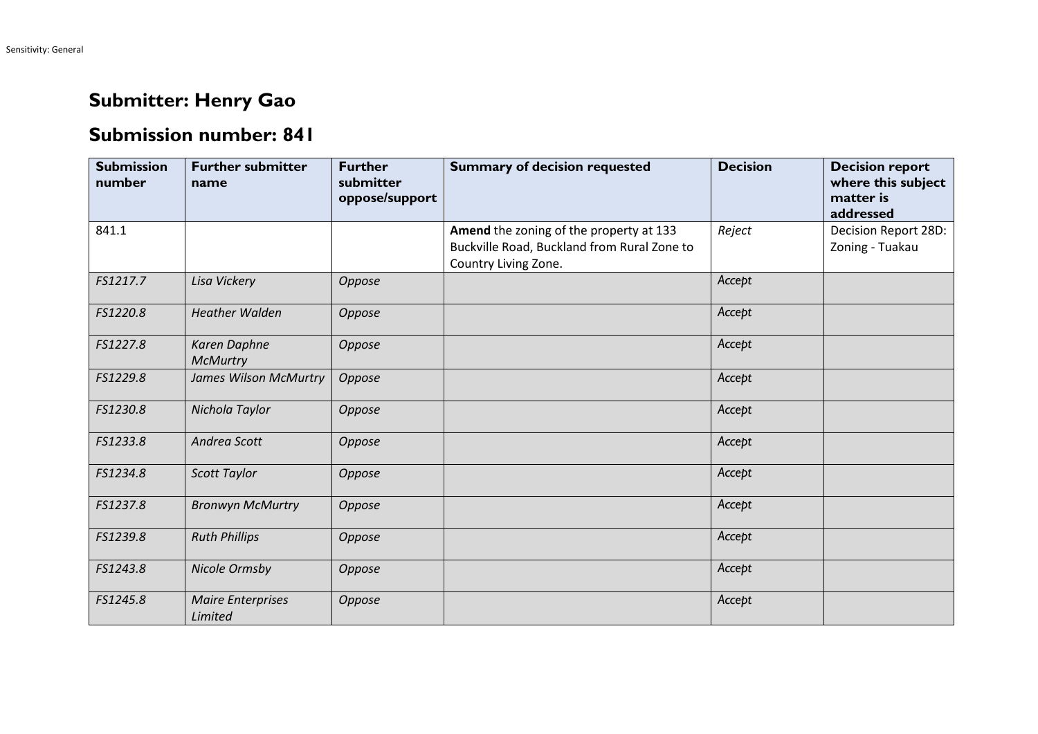## Submitter: Henry Gao

## Submission number: 841

| Submission number | Further submitter name | Further submitter oppose/support | Summary of decision requested | Decision | Decision report where this subject matter is addressed |
|---|---|---|---|---|---|
| 841.1 | | | **Amend** the zoning of the property at 133 Buckville Road, Buckland from Rural Zone to Country Living Zone. | *Reject* | Decision Report 28D: Zoning - Tuakau |
| *FS1217.7* | *Lisa Vickery* | *Oppose* | | *Accept* | |
| *FS1220.8* | *Heather Walden* | *Oppose* | | *Accept* | |
| *FS1227.8* | *Karen Daphne McMurtry* | *Oppose* | | *Accept* | |
| *FS1229.8* | *James Wilson McMurtry* | *Oppose* | | *Accept* | |
| *FS1230.8* | *Nichola Taylor* | *Oppose* | | *Accept* | |
| *FS1233.8* | *Andrea Scott* | *Oppose* | | *Accept* | |
| *FS1234.8* | *Scott Taylor* | *Oppose* | | *Accept* | |
| *FS1237.8* | *Bronwyn McMurtry* | *Oppose* | | *Accept* | |
| *FS1239.8* | *Ruth Phillips* | *Oppose* | | *Accept* | |
| *FS1243.8* | *Nicole Ormsby* | *Oppose* | | *Accept* | |
| *FS1245.8* | *Maire Enterprises Limited* | *Oppose* | | *Accept* | |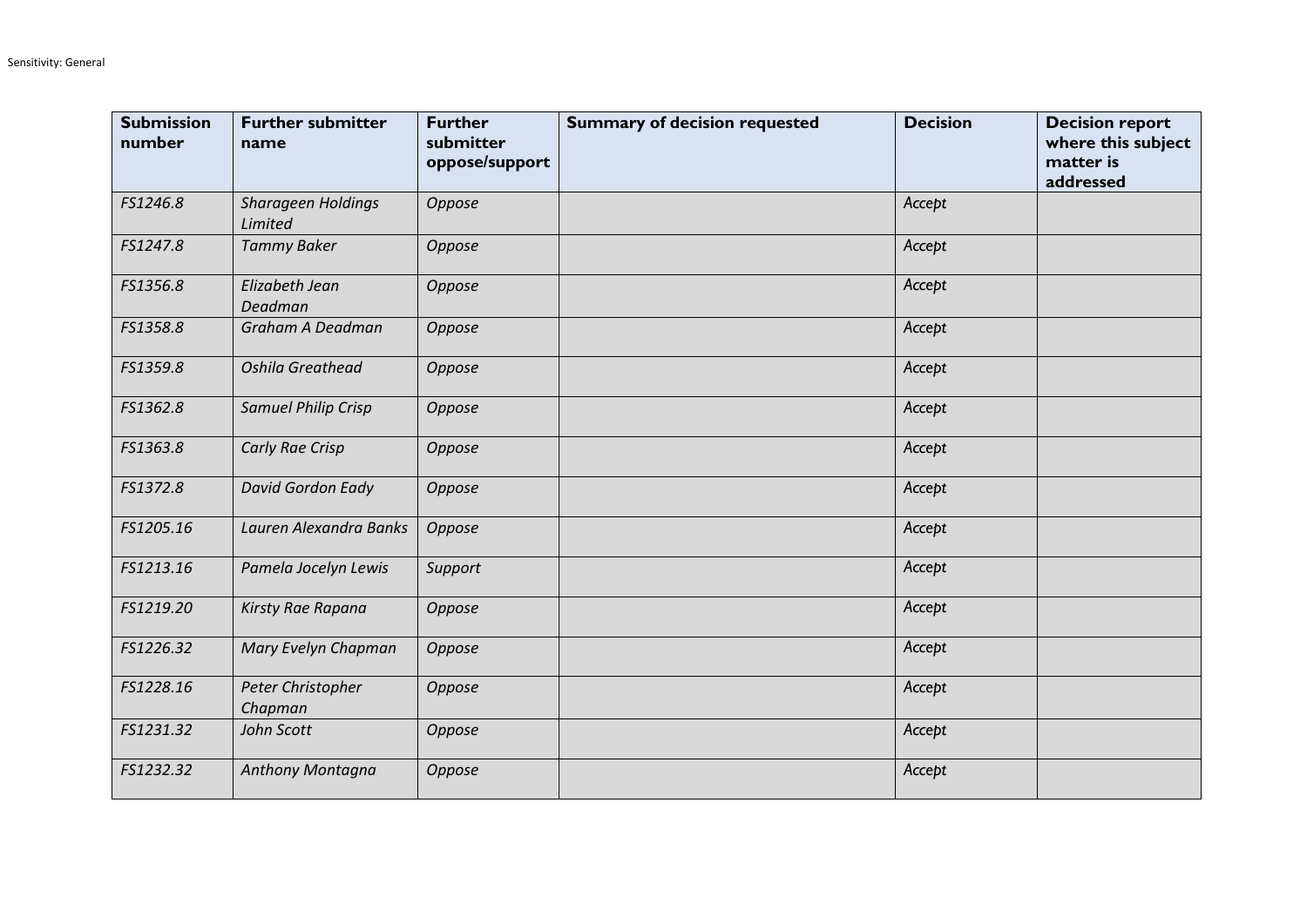| Submission number | Further submitter name | Further submitter oppose/support | Summary of decision requested | Decision | Decision report where this subject matter is addressed |
|---|---|---|---|---|---|
| *FS1246.8* | *Sharageen Holdings Limited* | *Oppose* | | *Accept* | |
| *FS1247.8* | *Tammy Baker* | *Oppose* | | *Accept* | |
| *FS1356.8* | *Elizabeth Jean Deadman* | *Oppose* | | *Accept* | |
| *FS1358.8* | *Graham A Deadman* | *Oppose* | | *Accept* | |
| *FS1359.8* | *Oshila Greathead* | *Oppose* | | *Accept* | |
| *FS1362.8* | *Samuel Philip Crisp* | *Oppose* | | *Accept* | |
| *FS1363.8* | *Carly Rae Crisp* | *Oppose* | | *Accept* | |
| *FS1372.8* | *David Gordon Eady* | *Oppose* | | *Accept* | |
| *FS1205.16* | *Lauren Alexandra Banks* | *Oppose* | | *Accept* | |
| *FS1213.16* | *Pamela Jocelyn Lewis* | *Support* | | *Accept* | |
| *FS1219.20* | *Kirsty Rae Rapana* | *Oppose* | | *Accept* | |
| *FS1226.32* | *Mary Evelyn Chapman* | *Oppose* | | *Accept* | |
| *FS1228.16* | *Peter Christopher Chapman* | *Oppose* | | *Accept* | |
| *FS1231.32* | *John Scott* | *Oppose* | | *Accept* | |
| *FS1232.32* | *Anthony Montagna* | *Oppose* | | *Accept* | |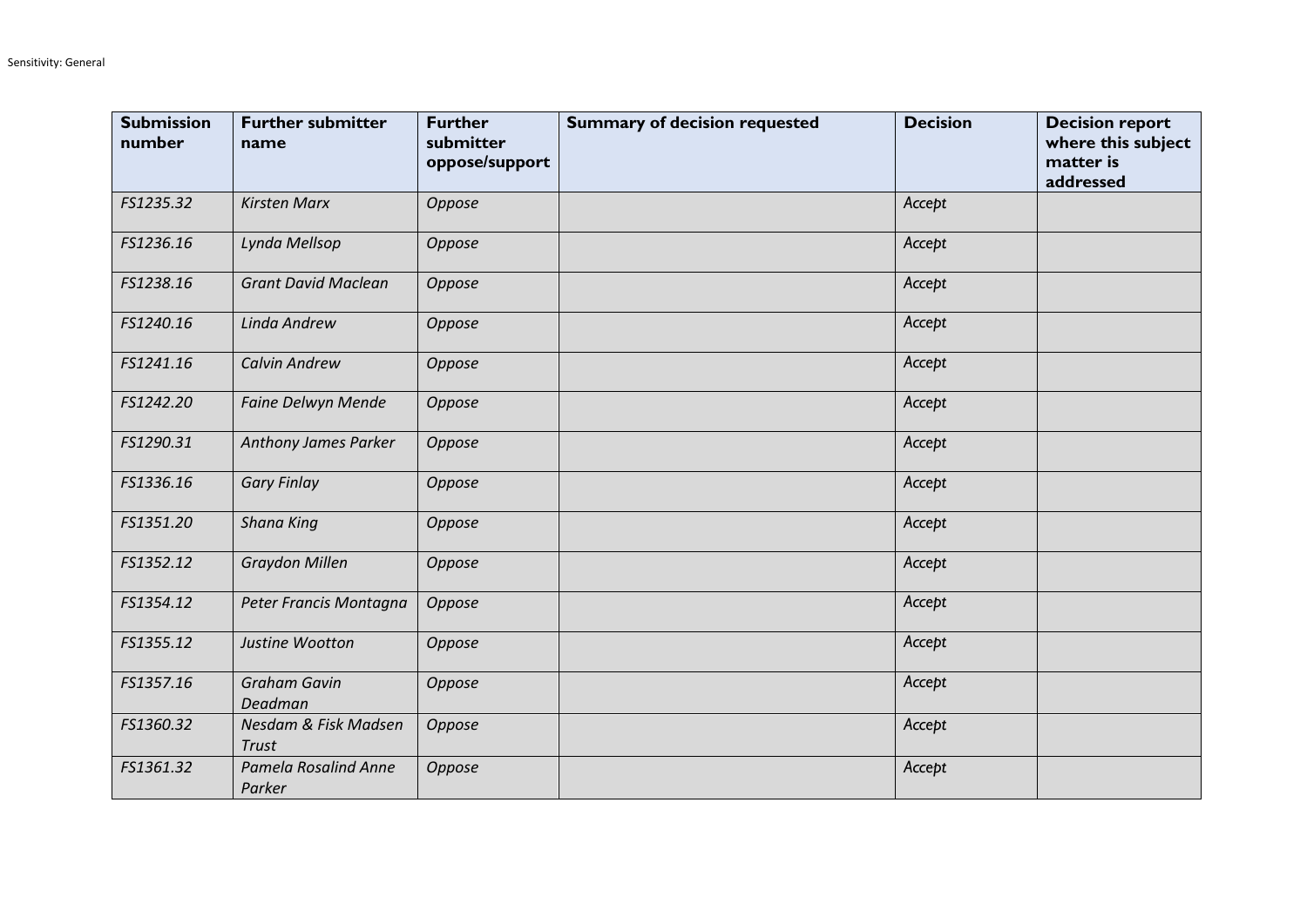| **Submission number** | **Further submitter name** | **Further submitter oppose/support** | **Summary of decision requested** | **Decision** | **Decision report where this subject matter is addressed** |
|---|---|---|---|---|---|
| *FS1235.32* | *Kirsten Marx* | *Oppose* | | *Accept* | |
| *FS1236.16* | *Lynda Mellsop* | *Oppose* | | *Accept* | |
| *FS1238.16* | *Grant David Maclean* | *Oppose* | | *Accept* | |
| *FS1240.16* | *Linda Andrew* | *Oppose* | | *Accept* | |
| *FS1241.16* | *Calvin Andrew* | *Oppose* | | *Accept* | |
| *FS1242.20* | *Faine Delwyn Mende* | *Oppose* | | *Accept* | |
| *FS1290.31* | *Anthony James Parker* | *Oppose* | | *Accept* | |
| *FS1336.16* | *Gary Finlay* | *Oppose* | | *Accept* | |
| *FS1351.20* | *Shana King* | *Oppose* | | *Accept* | |
| *FS1352.12* | *Graydon Millen* | *Oppose* | | *Accept* | |
| *FS1354.12* | *Peter Francis Montagna* | *Oppose* | | *Accept* | |
| *FS1355.12* | *Justine Wootton* | *Oppose* | | *Accept* | |
| *FS1357.16* | *Graham Gavin Deadman* | *Oppose* | | *Accept* | |
| *FS1360.32* | *Nesdam & Fisk Madsen Trust* | *Oppose* | | *Accept* | |
| *FS1361.32* | *Pamela Rosalind Anne Parker* | *Oppose* | | *Accept* | |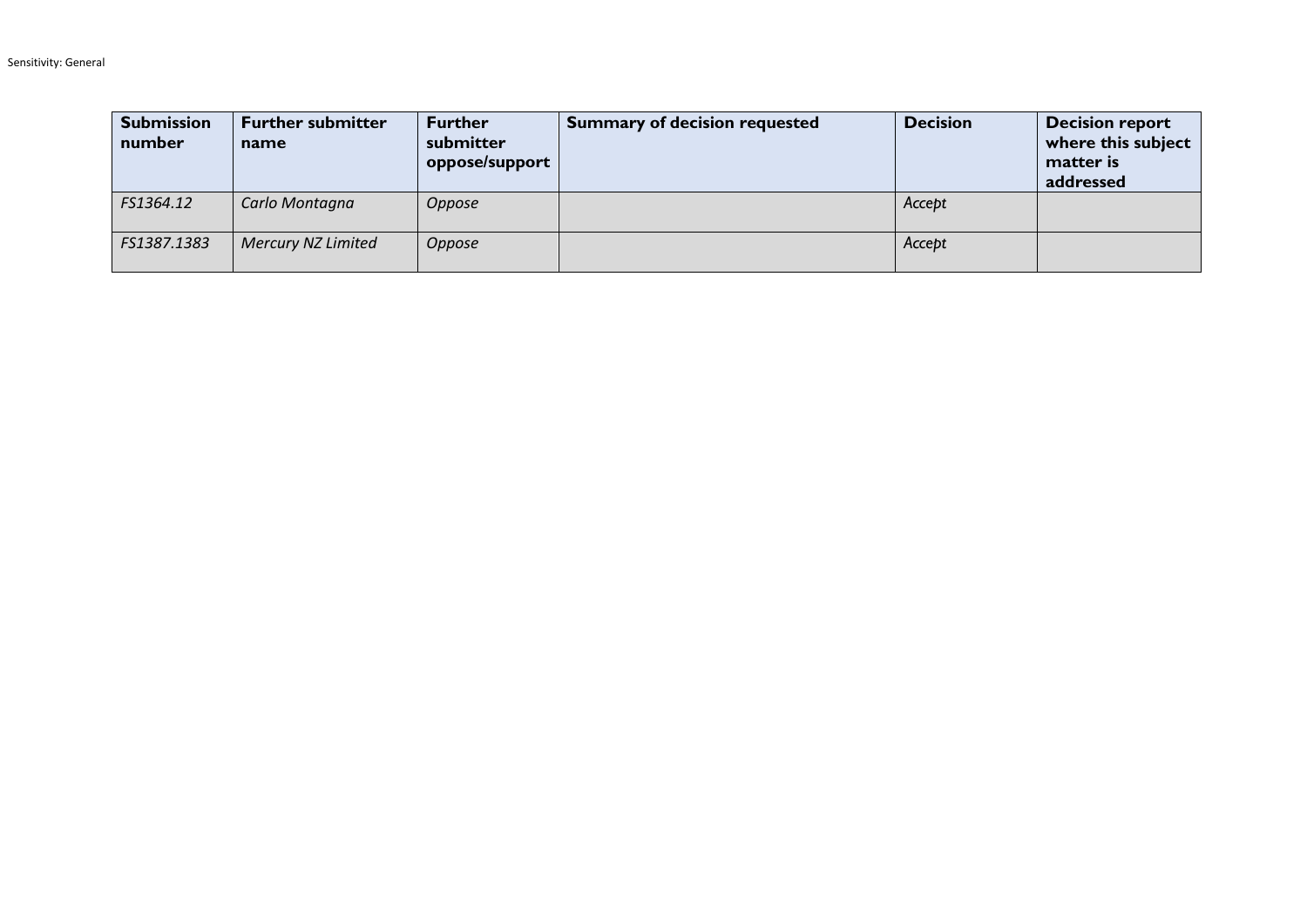| Submission number | Further submitter name | Further submitter oppose/support | Summary of decision requested | Decision | Decision report where this subject matter is addressed |
| --- | --- | --- | --- | --- | --- |
| *FS1364.12* | *Carlo Montagna* | *Oppose* | | *Accept* | |
| *FS1387.1383* | *Mercury NZ Limited* | *Oppose* | | *Accept* | |